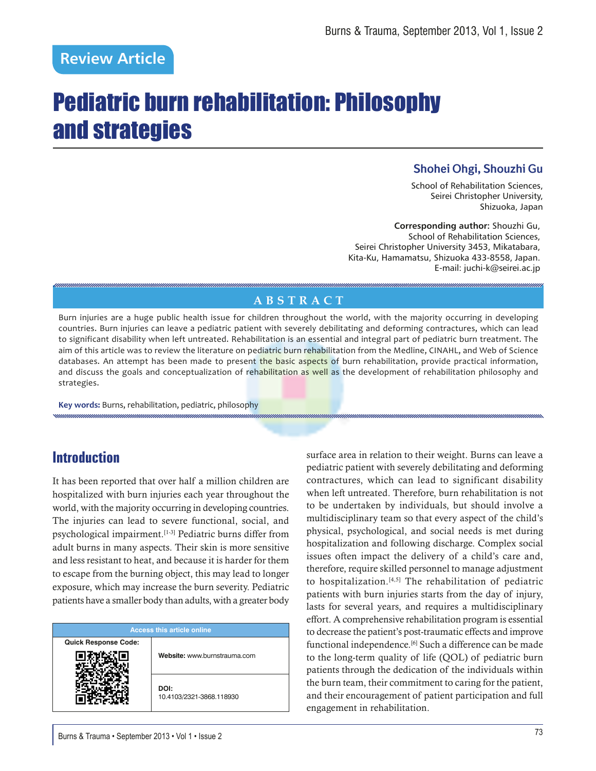Review Article

# Pediatric burn rehabilitation: Philosophy and strategies

**Shohei Ohgi, Shouzhi Gu**

School of Rehabilitation Sciences, Seirei Christopher University, Shizuoka, Japan

**Corresponding author:** Shouzhi Gu, School of Rehabilitation Sciences, Seirei Christopher University 3453, Mikatabara, Kita-Ku, Hamamatsu, Shizuoka 433-8558, Japan. E-mail: juchi-k@seirei.ac.jp

## ABSTRACT

Burn injuries are a huge public health issue for children throughout the world, with the majority occurring in developing countries. Burn injuries can leave a pediatric patient with severely debilitating and deforming contractures, which can lead to significant disability when left untreated. Rehabilitation is an essential and integral part of pediatric burn treatment. The aim of this article was to review the literature on pediatric burn rehabilitation from the Medline, CINAHL, and Web of Science databases. An attempt has been made to present the basic aspects of burn rehabilitation, provide practical information, and discuss the goals and conceptualization of rehabilitation as well as the development of rehabilitation philosophy and strategies.

**Key words:** Burns, rehabilitation, pediatric, philosophy

| Access this article online | |
|---|---|
| Quick Response Code: | **Website:** www.burnstrauma.com |
| | **DOI:** 10.4103/2321-3868.118930 |

## Introduction

It has been reported that over half a million children are hospitalized with burn injuries each year throughout the world, with the majority occurring in developing countries. The injuries can lead to severe functional, social, and psychological impairment.[1-3] Pediatric burns differ from adult burns in many aspects. Their skin is more sensitive and less resistant to heat, and because it is harder for them to escape from the burning object, this may lead to longer exposure, which may increase the burn severity. Pediatric patients have a smaller body than adults, with a greater body surface area in relation to their weight. Burns can leave a pediatric patient with severely debilitating and deforming contractures, which can lead to significant disability when left untreated. Therefore, burn rehabilitation is not to be undertaken by individuals, but should involve a multidisciplinary team so that every aspect of the child's physical, psychological, and social needs is met during hospitalization and following discharge. Complex social issues often impact the delivery of a child's care and, therefore, require skilled personnel to manage adjustment to hospitalization.[4,5] The rehabilitation of pediatric patients with burn injuries starts from the day of injury, lasts for several years, and requires a multidisciplinary effort. A comprehensive rehabilitation program is essential to decrease the patient's post-traumatic effects and improve functional independence.[6] Such a difference can be made to the long-term quality of life (QOL) of pediatric burn patients through the dedication of the individuals within the burn team, their commitment to caring for the patient, and their encouragement of patient participation and full engagement in rehabilitation.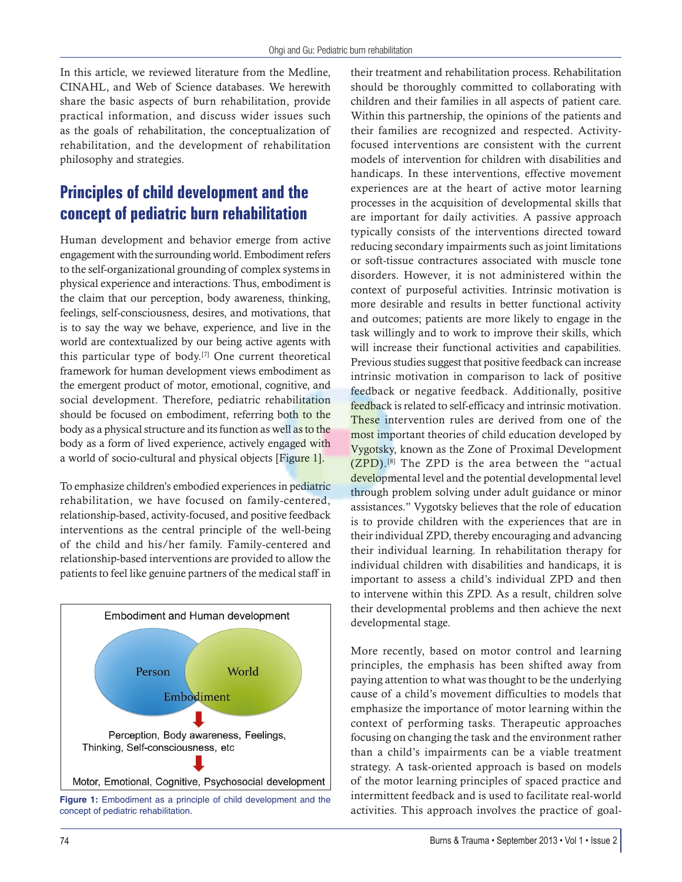In this article, we reviewed literature from the Medline, CINAHL, and Web of Science databases. We herewith share the basic aspects of burn rehabilitation, provide practical information, and discuss wider issues such as the goals of rehabilitation, the conceptualization of rehabilitation, and the development of rehabilitation philosophy and strategies.

## Principles of child development and the concept of pediatric burn rehabilitation

Human development and behavior emerge from active engagement with the surrounding world. Embodiment refers to the self-organizational grounding of complex systems in physical experience and interactions. Thus, embodiment is the claim that our perception, body awareness, thinking, feelings, self-consciousness, desires, and motivations, that is to say the way we behave, experience, and live in the world are contextualized by our being active agents with this particular type of body.[7] One current theoretical framework for human development views embodiment as the emergent product of motor, emotional, cognitive, and social development. Therefore, pediatric rehabilitation should be focused on embodiment, referring both to the body as a physical structure and its function as well as to the body as a form of lived experience, actively engaged with a world of socio-cultural and physical objects [Figure 1].

To emphasize children's embodied experiences in pediatric rehabilitation, we have focused on family-centered, relationship-based, activity-focused, and positive feedback interventions as the central principle of the well-being of the child and his/her family. Family-centered and relationship-based interventions are provided to allow the patients to feel like genuine partners of the medical staff in their treatment and rehabilitation process. Rehabilitation should be thoroughly committed to collaborating with children and their families in all aspects of patient care. Within this partnership, the opinions of the patients and their families are recognized and respected. Activity-focused interventions are consistent with the current models of intervention for children with disabilities and handicaps. In these interventions, effective movement experiences are at the heart of active motor learning processes in the acquisition of developmental skills that are important for daily activities. A passive approach typically consists of the interventions directed toward reducing secondary impairments such as joint limitations or soft-tissue contractures associated with muscle tone disorders. However, it is not administered within the context of purposeful activities. Intrinsic motivation is more desirable and results in better functional activity and outcomes; patients are more likely to engage in the task willingly and to work to improve their skills, which will increase their functional activities and capabilities. Previous studies suggest that positive feedback can increase intrinsic motivation in comparison to lack of positive feedback or negative feedback. Additionally, positive feedback is related to self-efficacy and intrinsic motivation. These intervention rules are derived from one of the most important theories of child education developed by Vygotsky, known as the Zone of Proximal Development (ZPD).[8] The ZPD is the area between the "actual developmental level and the potential developmental level through problem solving under adult guidance or minor assistances." Vygotsky believes that the role of education is to provide children with the experiences that are in their individual ZPD, thereby encouraging and advancing their individual learning. In rehabilitation therapy for individual children with disabilities and handicaps, it is important to assess a child's individual ZPD and then to intervene within this ZPD. As a result, children solve their developmental problems and then achieve the next developmental stage.

Embodiment and Human development

Person

World

Embodiment

Perception, Body awareness, Feelings, Thinking, Self-consciousness, etc

Motor, Emotional, Cognitive, Psychosocial development

**Figure 1:** Embodiment as a principle of child development and the concept of pediatric rehabilitation.

More recently, based on motor control and learning principles, the emphasis has been shifted away from paying attention to what was thought to be the underlying cause of a child's movement difficulties to models that emphasize the importance of motor learning within the context of performing tasks. Therapeutic approaches focusing on changing the task and the environment rather than a child's impairments can be a viable treatment strategy. A task-oriented approach is based on models of the motor learning principles of spaced practice and intermittent feedback and is used to facilitate real-world activities. This approach involves the practice of goal-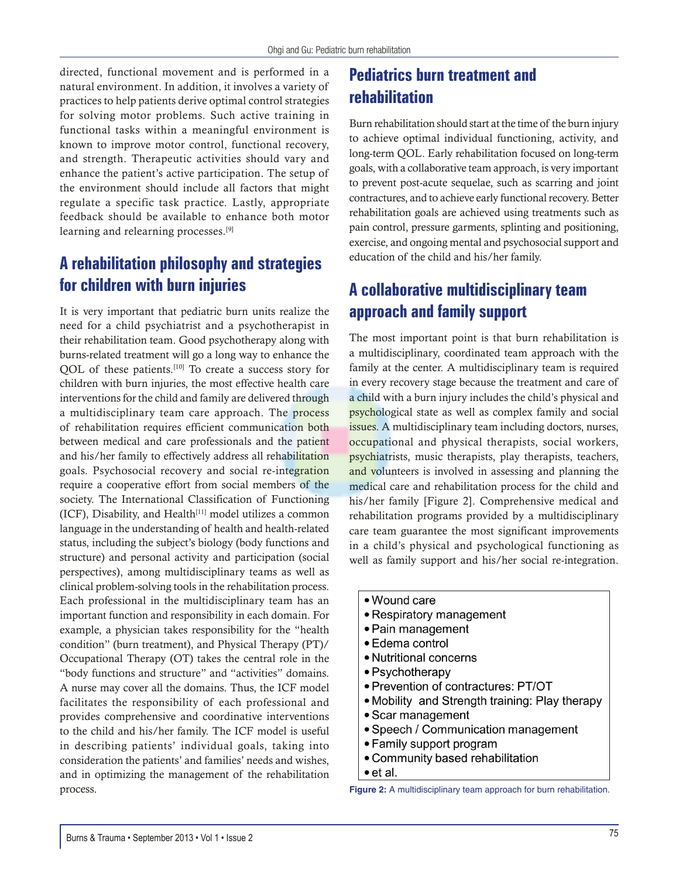directed, functional movement and is performed in a natural environment. In addition, it involves a variety of practices to help patients derive optimal control strategies for solving motor problems. Such active training in functional tasks within a meaningful environment is known to improve motor control, functional recovery, and strength. Therapeutic activities should vary and enhance the patient's active participation. The setup of the environment should include all factors that might regulate a specific task practice. Lastly, appropriate feedback should be available to enhance both motor learning and relearning processes.[9]

## A rehabilitation philosophy and strategies for children with burn injuries

It is very important that pediatric burn units realize the need for a child psychiatrist and a psychotherapist in their rehabilitation team. Good psychotherapy along with burns-related treatment will go a long way to enhance the QOL of these patients.[10] To create a success story for children with burn injuries, the most effective health care interventions for the child and family are delivered through a multidisciplinary team care approach. The process of rehabilitation requires efficient communication both between medical and care professionals and the patient and his/her family to effectively address all rehabilitation goals. Psychosocial recovery and social re-integration require a cooperative effort from social members of the society. The International Classification of Functioning (ICF), Disability, and Health[11] model utilizes a common language in the understanding of health and health-related status, including the subject's biology (body functions and structure) and personal activity and participation (social perspectives), among multidisciplinary teams as well as clinical problem-solving tools in the rehabilitation process. Each professional in the multidisciplinary team has an important function and responsibility in each domain. For example, a physician takes responsibility for the "health condition" (burn treatment), and Physical Therapy (PT)/Occupational Therapy (OT) takes the central role in the "body functions and structure" and "activities" domains. A nurse may cover all the domains. Thus, the ICF model facilitates the responsibility of each professional and provides comprehensive and coordinative interventions to the child and his/her family. The ICF model is useful in describing patients' individual goals, taking into consideration the patients' and families' needs and wishes, and in optimizing the management of the rehabilitation process.

## Pediatrics burn treatment and rehabilitation

Burn rehabilitation should start at the time of the burn injury to achieve optimal individual functioning, activity, and long-term QOL. Early rehabilitation focused on long-term goals, with a collaborative team approach, is very important to prevent post-acute sequelae, such as scarring and joint contractures, and to achieve early functional recovery. Better rehabilitation goals are achieved using treatments such as pain control, pressure garments, splinting and positioning, exercise, and ongoing mental and psychosocial support and education of the child and his/her family.

## A collaborative multidisciplinary team approach and family support

The most important point is that burn rehabilitation is a multidisciplinary, coordinated team approach with the family at the center. A multidisciplinary team is required in every recovery stage because the treatment and care of a child with a burn injury includes the child's physical and psychological state as well as complex family and social issues. A multidisciplinary team including doctors, nurses, occupational and physical therapists, social workers, psychiatrists, music therapists, play therapists, teachers, and volunteers is involved in assessing and planning the medical care and rehabilitation process for the child and his/her family [Figure 2]. Comprehensive medical and rehabilitation programs provided by a multidisciplinary care team guarantee the most significant improvements in a child's physical and psychological functioning as well as family support and his/her social re-integration.

- Wound care
- Respiratory management
- Pain management
- Edema control
- Nutritional concerns
- Psychotherapy
- Prevention of contractures: PT/OT
- Mobility and Strength training: Play therapy
- Scar management
- Speech / Communication management
- Family support program
- Community based rehabilitation
- et al.

**Figure 2:** A multidisciplinary team approach for burn rehabilitation.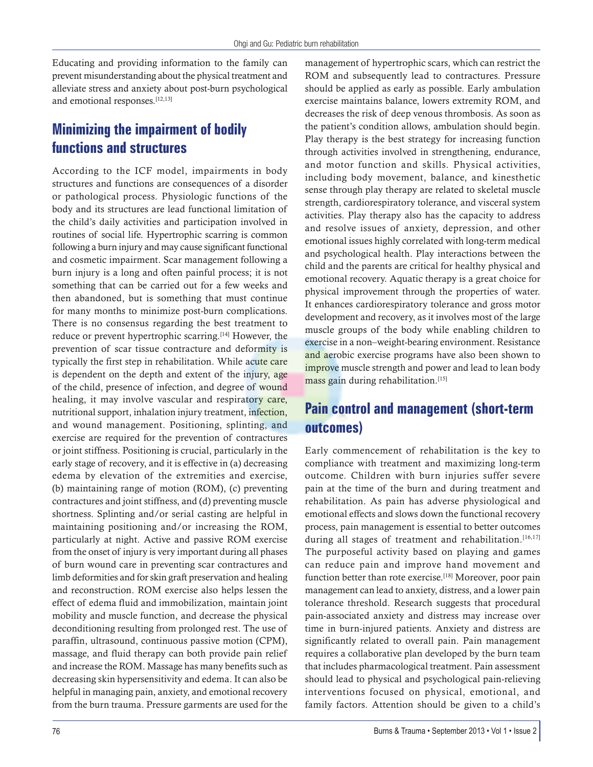Educating and providing information to the family can prevent misunderstanding about the physical treatment and alleviate stress and anxiety about post-burn psychological and emotional responses.[12,13]

## Minimizing the impairment of bodily functions and structures

According to the ICF model, impairments in body structures and functions are consequences of a disorder or pathological process. Physiologic functions of the body and its structures are lead functional limitation of the child's daily activities and participation involved in routines of social life. Hypertrophic scarring is common following a burn injury and may cause significant functional and cosmetic impairment. Scar management following a burn injury is a long and often painful process; it is not something that can be carried out for a few weeks and then abandoned, but is something that must continue for many months to minimize post-burn complications. There is no consensus regarding the best treatment to reduce or prevent hypertrophic scarring.[14] However, the prevention of scar tissue contracture and deformity is typically the first step in rehabilitation. While acute care is dependent on the depth and extent of the injury, age of the child, presence of infection, and degree of wound healing, it may involve vascular and respiratory care, nutritional support, inhalation injury treatment, infection, and wound management. Positioning, splinting, and exercise are required for the prevention of contractures or joint stiffness. Positioning is crucial, particularly in the early stage of recovery, and it is effective in (a) decreasing edema by elevation of the extremities and exercise, (b) maintaining range of motion (ROM), (c) preventing contractures and joint stiffness, and (d) preventing muscle shortness. Splinting and/or serial casting are helpful in maintaining positioning and/or increasing the ROM, particularly at night. Active and passive ROM exercise from the onset of injury is very important during all phases of burn wound care in preventing scar contractures and limb deformities and for skin graft preservation and healing and reconstruction. ROM exercise also helps lessen the effect of edema fluid and immobilization, maintain joint mobility and muscle function, and decrease the physical deconditioning resulting from prolonged rest. The use of paraffin, ultrasound, continuous passive motion (CPM), massage, and fluid therapy can both provide pain relief and increase the ROM. Massage has many benefits such as decreasing skin hypersensitivity and edema. It can also be helpful in managing pain, anxiety, and emotional recovery from the burn trauma. Pressure garments are used for the management of hypertrophic scars, which can restrict the ROM and subsequently lead to contractures. Pressure should be applied as early as possible. Early ambulation exercise maintains balance, lowers extremity ROM, and decreases the risk of deep venous thrombosis. As soon as the patient's condition allows, ambulation should begin. Play therapy is the best strategy for increasing function through activities involved in strengthening, endurance, and motor function and skills. Physical activities, including body movement, balance, and kinesthetic sense through play therapy are related to skeletal muscle strength, cardiorespiratory tolerance, and visceral system activities. Play therapy also has the capacity to address and resolve issues of anxiety, depression, and other emotional issues highly correlated with long-term medical and psychological health. Play interactions between the child and the parents are critical for healthy physical and emotional recovery. Aquatic therapy is a great choice for physical improvement through the properties of water. It enhances cardiorespiratory tolerance and gross motor development and recovery, as it involves most of the large muscle groups of the body while enabling children to exercise in a non–weight-bearing environment. Resistance and aerobic exercise programs have also been shown to improve muscle strength and power and lead to lean body mass gain during rehabilitation.[15]

## Pain control and management (short-term outcomes)

Early commencement of rehabilitation is the key to compliance with treatment and maximizing long-term outcome. Children with burn injuries suffer severe pain at the time of the burn and during treatment and rehabilitation. As pain has adverse physiological and emotional effects and slows down the functional recovery process, pain management is essential to better outcomes during all stages of treatment and rehabilitation.[16,17] The purposeful activity based on playing and games can reduce pain and improve hand movement and function better than rote exercise.[18] Moreover, poor pain management can lead to anxiety, distress, and a lower pain tolerance threshold. Research suggests that procedural pain-associated anxiety and distress may increase over time in burn-injured patients. Anxiety and distress are significantly related to overall pain. Pain management requires a collaborative plan developed by the burn team that includes pharmacological treatment. Pain assessment should lead to physical and psychological pain-relieving interventions focused on physical, emotional, and family factors. Attention should be given to a child's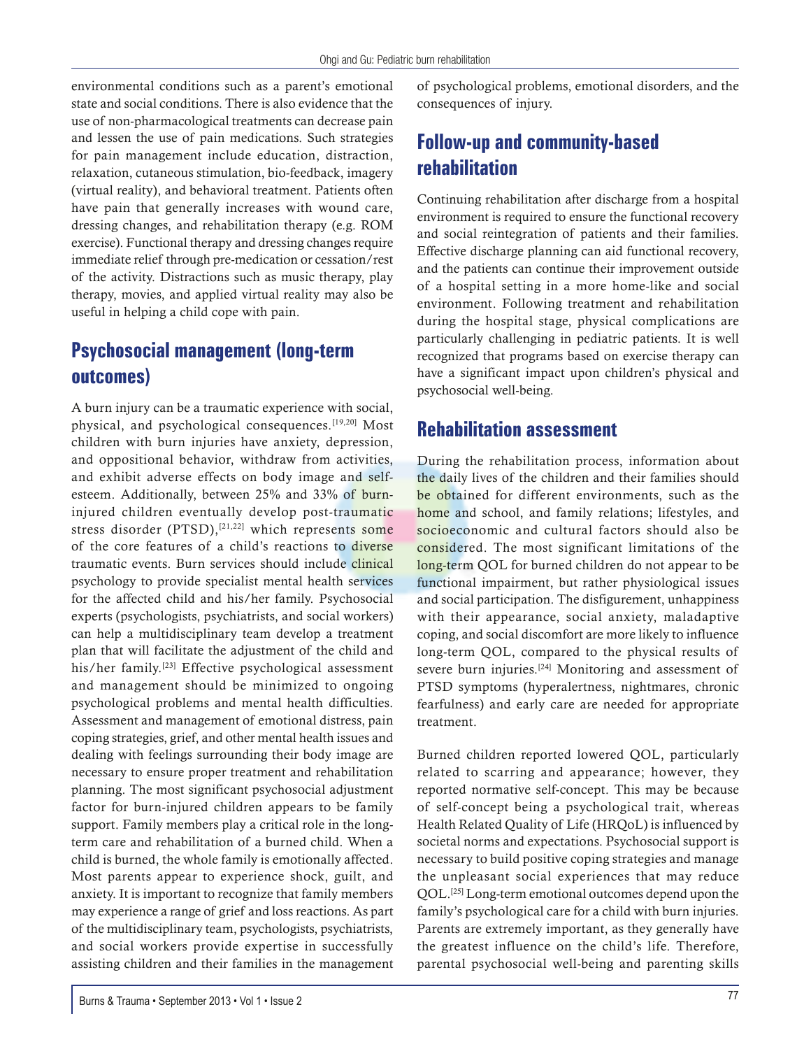environmental conditions such as a parent's emotional state and social conditions. There is also evidence that the use of non-pharmacological treatments can decrease pain and lessen the use of pain medications. Such strategies for pain management include education, distraction, relaxation, cutaneous stimulation, bio-feedback, imagery (virtual reality), and behavioral treatment. Patients often have pain that generally increases with wound care, dressing changes, and rehabilitation therapy (e.g. ROM exercise). Functional therapy and dressing changes require immediate relief through pre-medication or cessation/rest of the activity. Distractions such as music therapy, play therapy, movies, and applied virtual reality may also be useful in helping a child cope with pain.

## Psychosocial management (long-term outcomes)

A burn injury can be a traumatic experience with social, physical, and psychological consequences.[19,20] Most children with burn injuries have anxiety, depression, and oppositional behavior, withdraw from activities, and exhibit adverse effects on body image and self-esteem. Additionally, between 25% and 33% of burn-injured children eventually develop post-traumatic stress disorder (PTSD),[21,22] which represents some of the core features of a child's reactions to diverse traumatic events. Burn services should include clinical psychology to provide specialist mental health services for the affected child and his/her family. Psychosocial experts (psychologists, psychiatrists, and social workers) can help a multidisciplinary team develop a treatment plan that will facilitate the adjustment of the child and his/her family.[23] Effective psychological assessment and management should be minimized to ongoing psychological problems and mental health difficulties. Assessment and management of emotional distress, pain coping strategies, grief, and other mental health issues and dealing with feelings surrounding their body image are necessary to ensure proper treatment and rehabilitation planning. The most significant psychosocial adjustment factor for burn-injured children appears to be family support. Family members play a critical role in the long-term care and rehabilitation of a burned child. When a child is burned, the whole family is emotionally affected. Most parents appear to experience shock, guilt, and anxiety. It is important to recognize that family members may experience a range of grief and loss reactions. As part of the multidisciplinary team, psychologists, psychiatrists, and social workers provide expertise in successfully assisting children and their families in the management of psychological problems, emotional disorders, and the consequences of injury.

## Follow-up and community-based rehabilitation

Continuing rehabilitation after discharge from a hospital environment is required to ensure the functional recovery and social reintegration of patients and their families. Effective discharge planning can aid functional recovery, and the patients can continue their improvement outside of a hospital setting in a more home-like and social environment. Following treatment and rehabilitation during the hospital stage, physical complications are particularly challenging in pediatric patients. It is well recognized that programs based on exercise therapy can have a significant impact upon children's physical and psychosocial well-being.

## Rehabilitation assessment

During the rehabilitation process, information about the daily lives of the children and their families should be obtained for different environments, such as the home and school, and family relations; lifestyles, and socioeconomic and cultural factors should also be considered. The most significant limitations of the long-term QOL for burned children do not appear to be functional impairment, but rather physiological issues and social participation. The disfigurement, unhappiness with their appearance, social anxiety, maladaptive coping, and social discomfort are more likely to influence long-term QOL, compared to the physical results of severe burn injuries.[24] Monitoring and assessment of PTSD symptoms (hyperalertness, nightmares, chronic fearfulness) and early care are needed for appropriate treatment.

Burned children reported lowered QOL, particularly related to scarring and appearance; however, they reported normative self-concept. This may be because of self-concept being a psychological trait, whereas Health Related Quality of Life (HRQoL) is influenced by societal norms and expectations. Psychosocial support is necessary to build positive coping strategies and manage the unpleasant social experiences that may reduce QOL.[25] Long-term emotional outcomes depend upon the family's psychological care for a child with burn injuries. Parents are extremely important, as they generally have the greatest influence on the child's life. Therefore, parental psychosocial well-being and parenting skills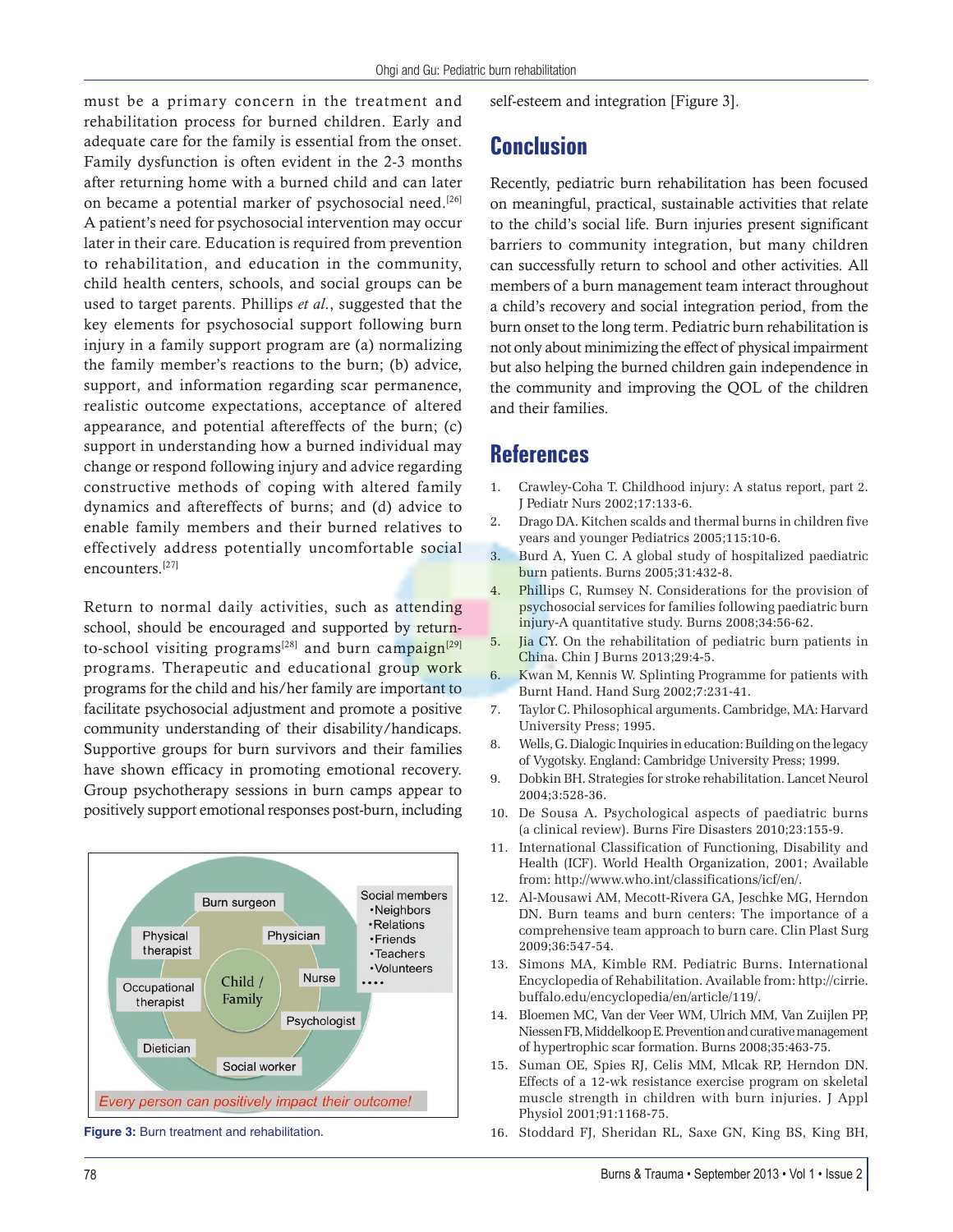must be a primary concern in the treatment and rehabilitation process for burned children. Early and adequate care for the family is essential from the onset. Family dysfunction is often evident in the 2-3 months after returning home with a burned child and can later on became a potential marker of psychosocial need.[26] A patient's need for psychosocial intervention may occur later in their care. Education is required from prevention to rehabilitation, and education in the community, child health centers, schools, and social groups can be used to target parents. Phillips *et al.*, suggested that the key elements for psychosocial support following burn injury in a family support program are (a) normalizing the family member's reactions to the burn; (b) advice, support, and information regarding scar permanence, realistic outcome expectations, acceptance of altered appearance, and potential aftereffects of the burn; (c) support in understanding how a burned individual may change or respond following injury and advice regarding constructive methods of coping with altered family dynamics and aftereffects of burns; and (d) advice to enable family members and their burned relatives to effectively address potentially uncomfortable social encounters.[27]

Return to normal daily activities, such as attending school, should be encouraged and supported by return-to-school visiting programs[28] and burn campaign[29] programs. Therapeutic and educational group work programs for the child and his/her family are important to facilitate psychosocial adjustment and promote a positive community understanding of their disability/handicaps. Supportive groups for burn survivors and their families have shown efficacy in promoting emotional recovery. Group psychotherapy sessions in burn camps appear to positively support emotional responses post-burn, including self-esteem and integration [Figure 3].

Burn surgeon

Physical therapist

Physician

Occupational therapist

Child / Family

Nurse

Psychologist

Dietician

Social worker

Social members
•Neighbors
•Relations
•Friends
•Teachers
•Volunteers
••••

*Every person can positively impact their outcome!*

**Figure 3:** Burn treatment and rehabilitation.

## Conclusion

Recently, pediatric burn rehabilitation has been focused on meaningful, practical, sustainable activities that relate to the child's social life. Burn injuries present significant barriers to community integration, but many children can successfully return to school and other activities. All members of a burn management team interact throughout a child's recovery and social integration period, from the burn onset to the long term. Pediatric burn rehabilitation is not only about minimizing the effect of physical impairment but also helping the burned children gain independence in the community and improving the QOL of the children and their families.

## References

1. Crawley-Coha T. Childhood injury: A status report, part 2. J Pediatr Nurs 2002;17:133-6.
2. Drago DA. Kitchen scalds and thermal burns in children five years and younger Pediatrics 2005;115:10-6.
3. Burd A, Yuen C. A global study of hospitalized paediatric burn patients. Burns 2005;31:432-8.
4. Phillips C, Rumsey N. Considerations for the provision of psychosocial services for families following paediatric burn injury-A quantitative study. Burns 2008;34:56-62.
5. Jia CY. On the rehabilitation of pediatric burn patients in China. Chin J Burns 2013;29:4-5.
6. Kwan M, Kennis W. Splinting Programme for patients with Burnt Hand. Hand Surg 2002;7:231-41.
7. Taylor C. Philosophical arguments. Cambridge, MA: Harvard University Press; 1995.
8. Wells, G. Dialogic Inquiries in education: Building on the legacy of Vygotsky. England: Cambridge University Press; 1999.
9. Dobkin BH. Strategies for stroke rehabilitation. Lancet Neurol 2004;3:528-36.
10. De Sousa A. Psychological aspects of paediatric burns (a clinical review). Burns Fire Disasters 2010;23:155-9.
11. International Classification of Functioning, Disability and Health (ICF). World Health Organization, 2001; Available from: http://www.who.int/classifications/icf/en/.
12. Al-Mousawi AM, Mecott-Rivera GA, Jeschke MG, Herndon DN. Burn teams and burn centers: The importance of a comprehensive team approach to burn care. Clin Plast Surg 2009;36:547-54.
13. Simons MA, Kimble RM. Pediatric Burns. International Encyclopedia of Rehabilitation. Available from: http://cirrie.buffalo.edu/encyclopedia/en/article/119/.
14. Bloemen MC, Van der Veer WM, Ulrich MM, Van Zuijlen PP, Niessen FB, Middelkoop E. Prevention and curative management of hypertrophic scar formation. Burns 2008;35:463-75.
15. Suman OE, Spies RJ, Celis MM, Mlcak RP, Herndon DN. Effects of a 12-wk resistance exercise program on skeletal muscle strength in children with burn injuries. J Appl Physiol 2001;91:1168-75.
16. Stoddard FJ, Sheridan RL, Saxe GN, King BS, King BH,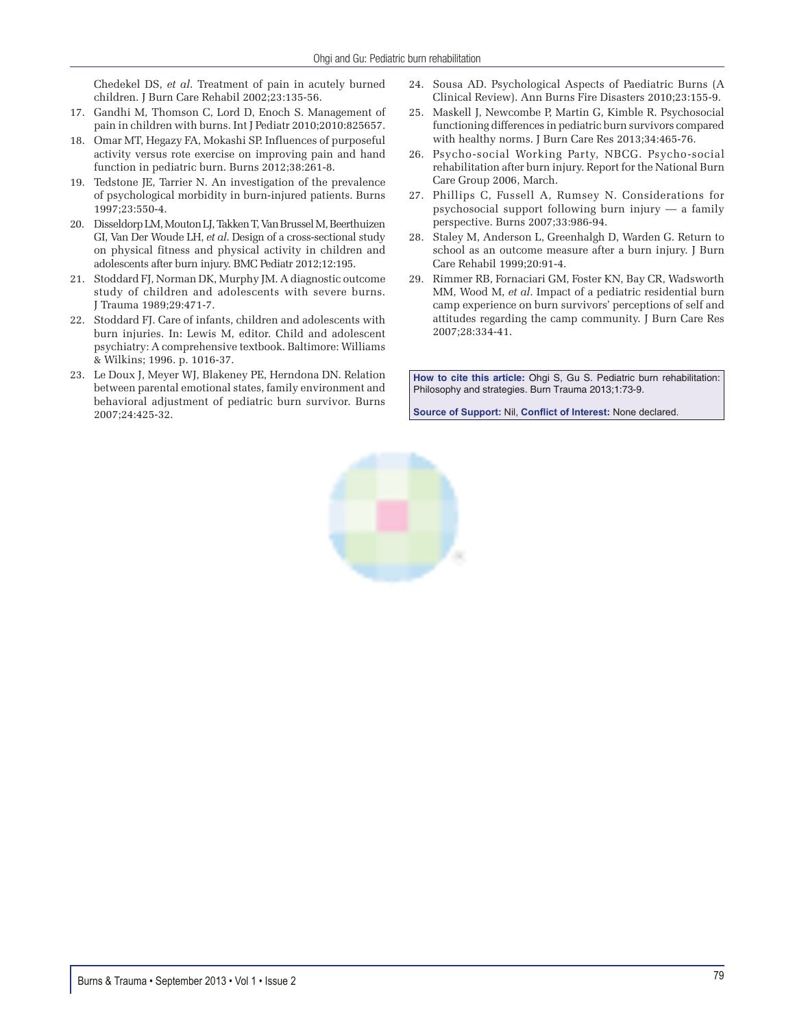Chedekel DS, *et al*. Treatment of pain in acutely burned children. J Burn Care Rehabil 2002;23:135-56.

17. Gandhi M, Thomson C, Lord D, Enoch S. Management of pain in children with burns. Int J Pediatr 2010;2010:825657.
18. Omar MT, Hegazy FA, Mokashi SP. Influences of purposeful activity versus rote exercise on improving pain and hand function in pediatric burn. Burns 2012;38:261-8.
19. Tedstone JE, Tarrier N. An investigation of the prevalence of psychological morbidity in burn-injured patients. Burns 1997;23:550-4.
20. Disseldorp LM, Mouton LJ, Takken T, Van Brussel M, Beerthuizen GI, Van Der Woude LH, *et al*. Design of a cross-sectional study on physical fitness and physical activity in children and adolescents after burn injury. BMC Pediatr 2012;12:195.
21. Stoddard FJ, Norman DK, Murphy JM. A diagnostic outcome study of children and adolescents with severe burns. J Trauma 1989;29:471-7.
22. Stoddard FJ. Care of infants, children and adolescents with burn injuries. In: Lewis M, editor. Child and adolescent psychiatry: A comprehensive textbook. Baltimore: Williams & Wilkins; 1996. p. 1016-37.
23. Le Doux J, Meyer WJ, Blakeney PE, Herndona DN. Relation between parental emotional states, family environment and behavioral adjustment of pediatric burn survivor. Burns 2007;24:425-32.
24. Sousa AD. Psychological Aspects of Paediatric Burns (A Clinical Review). Ann Burns Fire Disasters 2010;23:155-9.
25. Maskell J, Newcombe P, Martin G, Kimble R. Psychosocial functioning differences in pediatric burn survivors compared with healthy norms. J Burn Care Res 2013;34:465-76.
26. Psycho-social Working Party, NBCG. Psycho-social rehabilitation after burn injury. Report for the National Burn Care Group 2006, March.
27. Phillips C, Fussell A, Rumsey N. Considerations for psychosocial support following burn injury — a family perspective. Burns 2007;33:986-94.
28. Staley M, Anderson L, Greenhalgh D, Warden G. Return to school as an outcome measure after a burn injury. J Burn Care Rehabil 1999;20:91-4.
29. Rimmer RB, Fornaciari GM, Foster KN, Bay CR, Wadsworth MM, Wood M, *et al*. Impact of a pediatric residential burn camp experience on burn survivors' perceptions of self and attitudes regarding the camp community. J Burn Care Res 2007;28:334-41.

**How to cite this article:** Ohgi S, Gu S. Pediatric burn rehabilitation: Philosophy and strategies. Burn Trauma 2013;1:73-9.

**Source of Support:** Nil, **Conflict of Interest:** None declared.